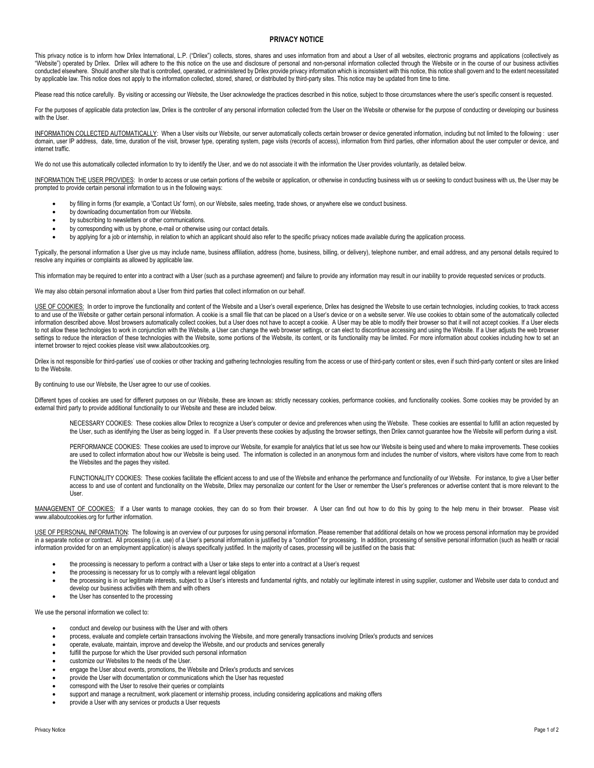# PRIVACY NOTICE

This privacy notice is to inform how Drilex International, L.P. ("Drilex") collects, stores, shares and uses information from and about a User of all websites, electronic programs and applications (collectively as "Website") operated by Drilex. Drilex will adhere to the this notice on the use and disclosure of personal and non-personal information collected through the Website or in the course of our business activities conducted elsewhere. Should another site that is controlled, operated, or administered by Drilex provide privacy information which is inconsistent with this notice, this notice shall govern and to the extent necessitated by applicable law. This notice does not apply to the information collected, stored, shared, or distributed by third-party sites. This notice may be updated from time to time.

Please read this notice carefully. By visiting or accessing our Website, the User acknowledge the practices described in this notice, subject to those circumstances where the user's specific consent is requested.

For the purposes of applicable data protection law, Drilex is the controller of any personal information collected from the User on the Website or otherwise for the purpose of conducting or developing our business with the User.

<u>INFORMATION COLLECTED AUTOMATICALLY</u>: When a User visits our Website, our server automatically collects certain browser or device generated information, including but not limited to the following : user domain, user IP address, date, time, duration of the visit, browser type, operating system, page visits (records of access), information from third parties, other information about the user computer or device, and internet traffic.

We do not use this automatically collected information to try to identify the User, and we do not associate it with the information the User provides voluntarily, as detailed below.

<u>INFORMATION THE USER PROVIDES</u>: In order to access or use certain portions of the website or application, or otherwise in conducting business with us or seeking to conduct business with us, the User may be prompted to provide certain personal information to us in the following ways:

- by filling in forms (for example, a 'Contact Us' form), on our Website, sales meeting, trade shows, or anywhere else we conduct business.
- by downloading documentation from our Website.
- by subscribing to newsletters or other communications.
- by corresponding with us by phone, e-mail or otherwise using our contact details.
- by applying for a job or internship, in relation to which an applicant should also refer to the specific privacy notices made available during the application process.

Typically, the personal information a User give us may include name, business affiliation, address (home, business, billing, or delivery), telephone number, and email address, and any personal details required to resolve any inquiries or complaints as allowed by applicable law.

This information may be required to enter into a contract with a User (such as a purchase agreement) and failure to provide any information may result in our inability to provide requested services or products.

We may also obtain personal information about a User from third parties that collect information on our behalf.

<u>USE OF COOKIES:</u> In order to improve the functionality and content of the Website and a User's overall experience, Drilex has designed the Website to use certain technologies, including cookies, to track access to and use of the Website or gather certain personal information. A cookie is a small file that can be placed on a User's device or on a website server. We use cookies to obtain some of the automatically collected information described above. Most browsers automatically collect cookies, but a User does not have to accept a cookie. A User may be able to modify their browser so that it will not accept cookies. If a User elects to not allow these technologies to work in conjunction with the Website, a User can change the web browser settings, or can elect to discontinue accessing and using the Website. If a User adjusts the web browser settings to reduce the interaction of these technologies with the Website, some portions of the Website, its content, or its functionality may be limited. For more information about cookies including how to set an internet browser to reject cookies please visit www.allaboutcookies.org.

Drilex is not responsible for third-parties' use of cookies or other tracking and gathering technologies resulting from the access or use of third-party content or sites, even if such third-party content or sites are linked to the Website.

By continuing to use our Website, the User agree to our use of cookies.

Different types of cookies are used for different purposes on our Website, these are known as: strictly necessary cookies, performance cookies, and functionality cookies. Some cookies may be provided by an external third party to provide additional functionality to our Website and these are included below.

> NECESSARY COOKIES: These cookies allow Drilex to recognize a User's computer or device and preferences when using the Website. These cookies are essential to fulfill an action requested by the User, such as identifying the User as being logged in. If a User prevents these cookies by adjusting the browser settings, then Drilex cannot guarantee how the Website will perform during a visit.
>
> PERFORMANCE COOKIES: These cookies are used to improve our Website, for example for analytics that let us see how our Website is being used and where to make improvements. These cookies are used to collect information about how our Website is being used. The information is collected in an anonymous form and includes the number of visitors, where visitors have come from to reach the Websites and the pages they visited.
>
> FUNCTIONALITY COOKIES: These cookies facilitate the efficient access to and use of the Website and enhance the performance and functionality of our Website. For instance, to give a User better access to and use of content and functionality on the Website, Drilex may personalize our content for the User or remember the User's preferences or advertise content that is more relevant to the User.

<u>MANAGEMENT OF COOKIES:</u> If a User wants to manage cookies, they can do so from their browser. A User can find out how to do this by going to the help menu in their browser. Please visit www.allaboutcookies.org for further information.

<u>USE OF PERSONAL INFORMATION</u>: The following is an overview of our purposes for using personal information. Please remember that additional details on how we process personal information may be provided in a separate notice or contract. All processing (i.e. use) of a User's personal information is justified by a "condition" for processing. In addition, processing of sensitive personal information (such as health or racial information provided for on an employment application) is always specifically justified. In the majority of cases, processing will be justified on the basis that:

- the processing is necessary to perform a contract with a User or take steps to enter into a contract at a User's request
- the processing is necessary for us to comply with a relevant legal obligation
- the processing is in our legitimate interests, subject to a User's interests and fundamental rights, and notably our legitimate interest in using supplier, customer and Website user data to conduct and develop our business activities with them and with others
- the User has consented to the processing

We use the personal information we collect to:

- conduct and develop our business with the User and with others
- process, evaluate and complete certain transactions involving the Website, and more generally transactions involving Drilex's products and services
- operate, evaluate, maintain, improve and develop the Website, and our products and services generally
- fulfill the purpose for which the User provided such personal information
- customize our Websites to the needs of the User.
- engage the User about events, promotions, the Website and Drilex's products and services
- provide the User with documentation or communications which the User has requested
- correspond with the User to resolve their queries or complaints
- support and manage a recruitment, work placement or internship process, including considering applications and making offers
- provide a User with any services or products a User requests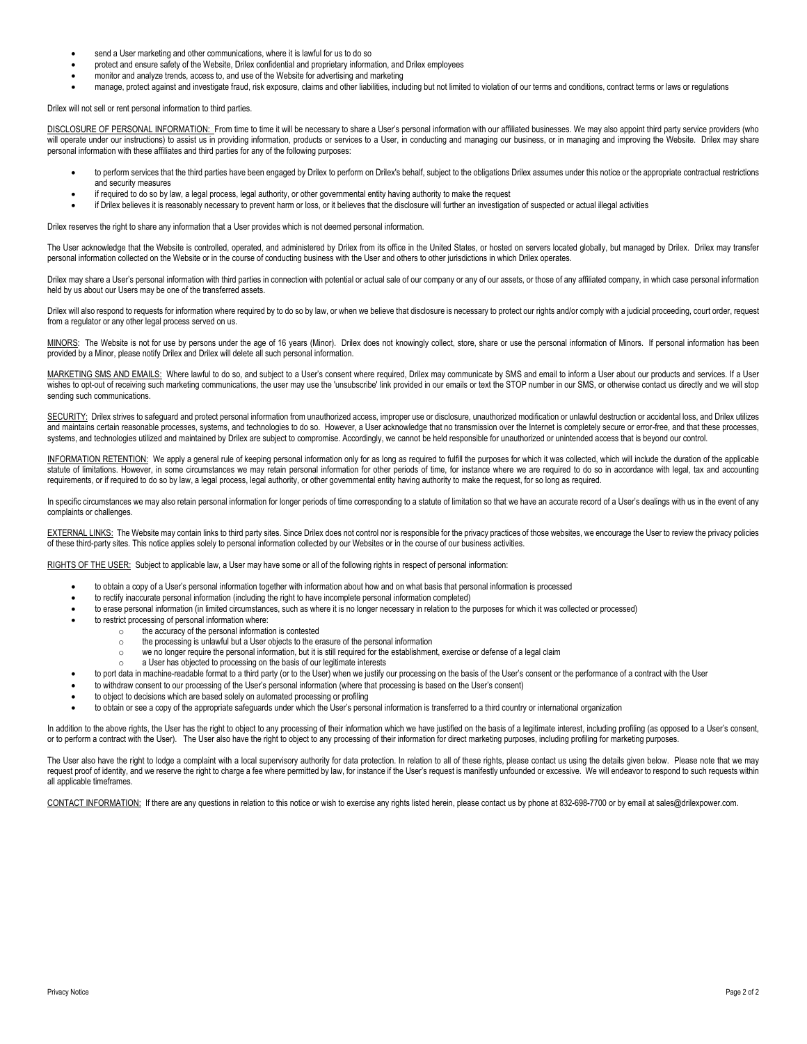- send a User marketing and other communications, where it is lawful for us to do so
- protect and ensure safety of the Website, Drilex confidential and proprietary information, and Drilex employees
- monitor and analyze trends, access to, and use of the Website for advertising and marketing
- manage, protect against and investigate fraud, risk exposure, claims and other liabilities, including but not limited to violation of our terms and conditions, contract terms or laws or regulations

Drilex will not sell or rent personal information to third parties.

DISCLOSURE OF PERSONAL INFORMATION: From time to time it will be necessary to share a User's personal information with our affiliated businesses. We may also appoint third party service providers (who will operate under our instructions) to assist us in providing information, products or services to a User, in conducting and managing our business, or in managing and improving the Website. Drilex may share personal information with these affiliates and third parties for any of the following purposes:

- to perform services that the third parties have been engaged by Drilex to perform on Drilex's behalf, subject to the obligations Drilex assumes under this notice or the appropriate contractual restrictions and security measures
- if required to do so by law, a legal process, legal authority, or other governmental entity having authority to make the request
- if Drilex believes it is reasonably necessary to prevent harm or loss, or it believes that the disclosure will further an investigation of suspected or actual illegal activities

Drilex reserves the right to share any information that a User provides which is not deemed personal information.

The User acknowledge that the Website is controlled, operated, and administered by Drilex from its office in the United States, or hosted on servers located globally, but managed by Drilex. Drilex may transfer personal information collected on the Website or in the course of conducting business with the User and others to other jurisdictions in which Drilex operates.

Drilex may share a User's personal information with third parties in connection with potential or actual sale of our company or any of our assets, or those of any affiliated company, in which case personal information held by us about our Users may be one of the transferred assets.

Drilex will also respond to requests for information where required by to do so by law, or when we believe that disclosure is necessary to protect our rights and/or comply with a judicial proceeding, court order, request from a regulator or any other legal process served on us.

MINORS: The Website is not for use by persons under the age of 16 years (Minor). Drilex does not knowingly collect, store, share or use the personal information of Minors. If personal information has been provided by a Minor, please notify Drilex and Drilex will delete all such personal information.

MARKETING SMS AND EMAILS: Where lawful to do so, and subject to a User's consent where required, Drilex may communicate by SMS and email to inform a User about our products and services. If a User wishes to opt-out of receiving such marketing communications, the user may use the 'unsubscribe' link provided in our emails or text the STOP number in our SMS, or otherwise contact us directly and we will stop sending such communications.

SECURITY: Drilex strives to safeguard and protect personal information from unauthorized access, improper use or disclosure, unauthorized modification or unlawful destruction or accidental loss, and Drilex utilizes and maintains certain reasonable processes, systems, and technologies to do so. However, a User acknowledge that no transmission over the Internet is completely secure or error-free, and that these processes, systems, and technologies utilized and maintained by Drilex are subject to compromise. Accordingly, we cannot be held responsible for unauthorized or unintended access that is beyond our control.

INFORMATION RETENTION: We apply a general rule of keeping personal information only for as long as required to fulfill the purposes for which it was collected, which will include the duration of the applicable statute of limitations. However, in some circumstances we may retain personal information for other periods of time, for instance where we are required to do so in accordance with legal, tax and accounting requirements, or if required to do so by law, a legal process, legal authority, or other governmental entity having authority to make the request, for so long as required.

In specific circumstances we may also retain personal information for longer periods of time corresponding to a statute of limitation so that we have an accurate record of a User's dealings with us in the event of any complaints or challenges.

EXTERNAL LINKS: The Website may contain links to third party sites. Since Drilex does not control nor is responsible for the privacy practices of those websites, we encourage the User to review the privacy policies of these third-party sites. This notice applies solely to personal information collected by our Websites or in the course of our business activities.

RIGHTS OF THE USER: Subject to applicable law, a User may have some or all of the following rights in respect of personal information:

- to obtain a copy of a User's personal information together with information about how and on what basis that personal information is processed
- to rectify inaccurate personal information (including the right to have incomplete personal information completed)
- to erase personal information (in limited circumstances, such as where it is no longer necessary in relation to the purposes for which it was collected or processed)
- to restrict processing of personal information where:
  - the accuracy of the personal information is contested
  - the processing is unlawful but a User objects to the erasure of the personal information
  - we no longer require the personal information, but it is still required for the establishment, exercise or defense of a legal claim
  - a User has objected to processing on the basis of our legitimate interests
- to port data in machine-readable format to a third party (or to the User) when we justify our processing on the basis of the User's consent or the performance of a contract with the User
- to withdraw consent to our processing of the User's personal information (where that processing is based on the User's consent)
- to object to decisions which are based solely on automated processing or profiling
- to obtain or see a copy of the appropriate safeguards under which the User's personal information is transferred to a third country or international organization

In addition to the above rights, the User has the right to object to any processing of their information which we have justified on the basis of a legitimate interest, including profiling (as opposed to a User's consent, or to perform a contract with the User). The User also have the right to object to any processing of their information for direct marketing purposes, including profiling for marketing purposes.

The User also have the right to lodge a complaint with a local supervisory authority for data protection. In relation to all of these rights, please contact us using the details given below. Please note that we may request proof of identity, and we reserve the right to charge a fee where permitted by law, for instance if the User's request is manifestly unfounded or excessive. We will endeavor to respond to such requests within all applicable timeframes.

CONTACT INFORMATION: If there are any questions in relation to this notice or wish to exercise any rights listed herein, please contact us by phone at 832-698-7700 or by email at sales@drilexpower.com.